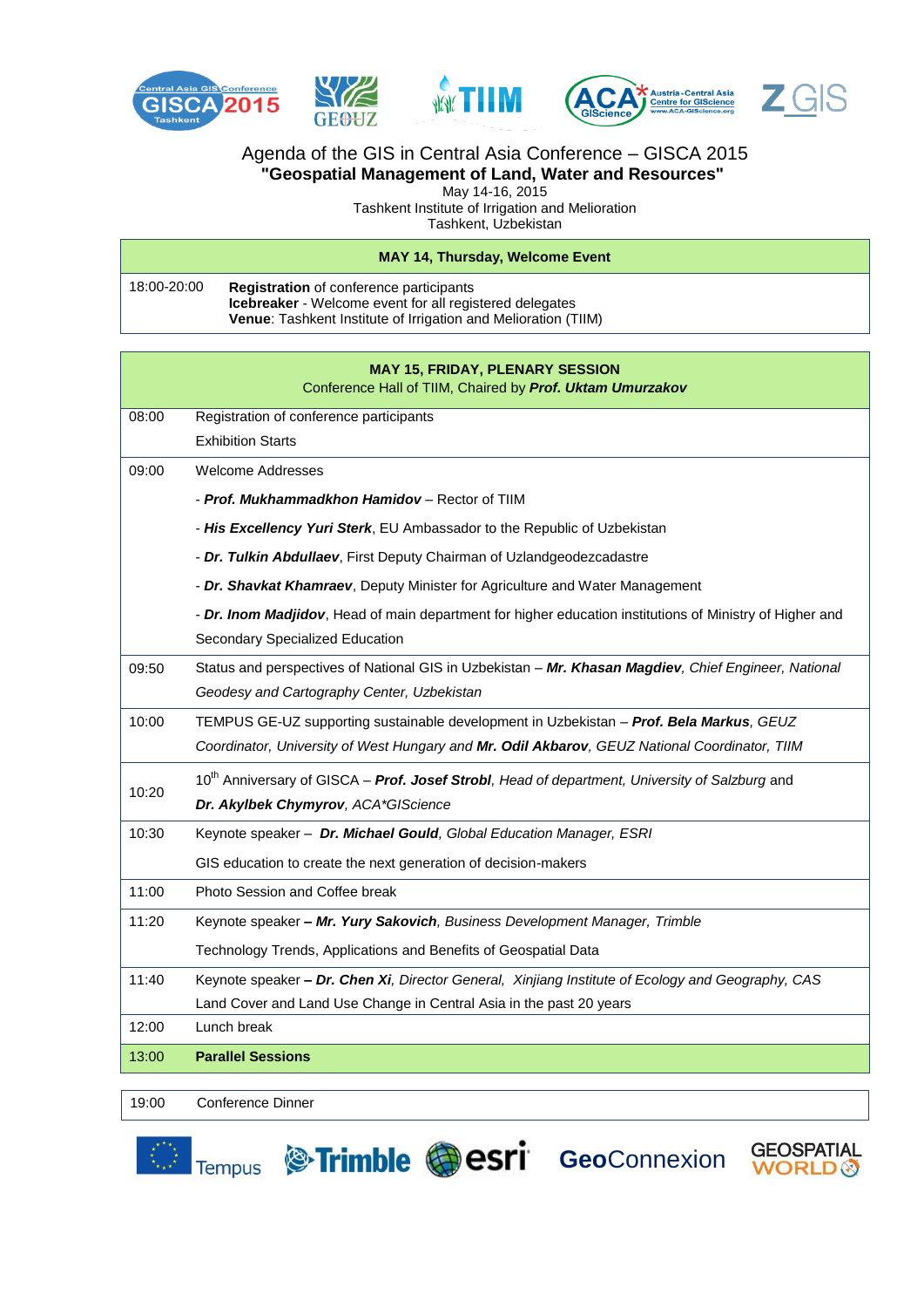# Agenda of the GIS in Central Asia Conference – GISCA 2015

## "Geospatial Management of Land, Water and Resources"

May 14-16, 2015
Tashkent Institute of Irrigation and Melioration
Tashkent, Uzbekistan

| **MAY 14, Thursday, Welcome Event** | |
|---|---|
| 18:00-20:00 | **Registration** of conference participants<br>**Icebreaker** - Welcome event for all registered delegates<br>**Venue**: Tashkent Institute of Irrigation and Melioration (TIIM) |

| **MAY 15, FRIDAY, PLENARY SESSION**<br>Conference Hall of TIIM, Chaired by ***Prof. Uktam Umurzakov*** | |
|---|---|
| 08:00 | Registration of conference participants<br>Exhibition Starts |
| 09:00 | Welcome Addresses<br>- ***Prof. Mukhammadkhon Hamidov*** – Rector of TIIM<br>- ***His Excellency Yuri Sterk***, EU Ambassador to the Republic of Uzbekistan<br>- ***Dr. Tulkin Abdullaev***, First Deputy Chairman of Uzlandgeodezcadastre<br>- ***Dr. Shavkat Khamraev***, Deputy Minister for Agriculture and Water Management<br>- ***Dr. Inom Madjidov***, Head of main department for higher education institutions of Ministry of Higher and Secondary Specialized Education |
| 09:50 | Status and perspectives of National GIS in Uzbekistan – ***Mr. Khasan Magdiev***, *Chief Engineer, National Geodesy and Cartography Center, Uzbekistan* |
| 10:00 | TEMPUS GE-UZ supporting sustainable development in Uzbekistan – ***Prof. Bela Markus***, *GEUZ Coordinator, University of West Hungary and* ***Mr. Odil Akbarov***, *GEUZ National Coordinator, TIIM* |
| 10:20 | 10th Anniversary of GISCA – ***Prof. Josef Strobl***, *Head of department, University of Salzburg* and ***Dr. Akylbek Chymyrov***, *ACA\*GIScience* |
| 10:30 | Keynote speaker – ***Dr. Michael Gould***, *Global Education Manager, ESRI*<br>GIS education to create the next generation of decision-makers |
| 11:00 | Photo Session and Coffee break |
| 11:20 | Keynote speaker **–** ***Mr. Yury Sakovich***, *Business Development Manager, Trimble*<br>Technology Trends, Applications and Benefits of Geospatial Data |
| 11:40 | Keynote speaker **–** ***Dr. Chen Xi***, *Director General, Xinjiang Institute of Ecology and Geography, CAS*<br>Land Cover and Land Use Change in Central Asia in the past 20 years |
| 12:00 | Lunch break |
| 13:00 | **Parallel Sessions** |

| | |
|---|---|
| 19:00 | Conference Dinner |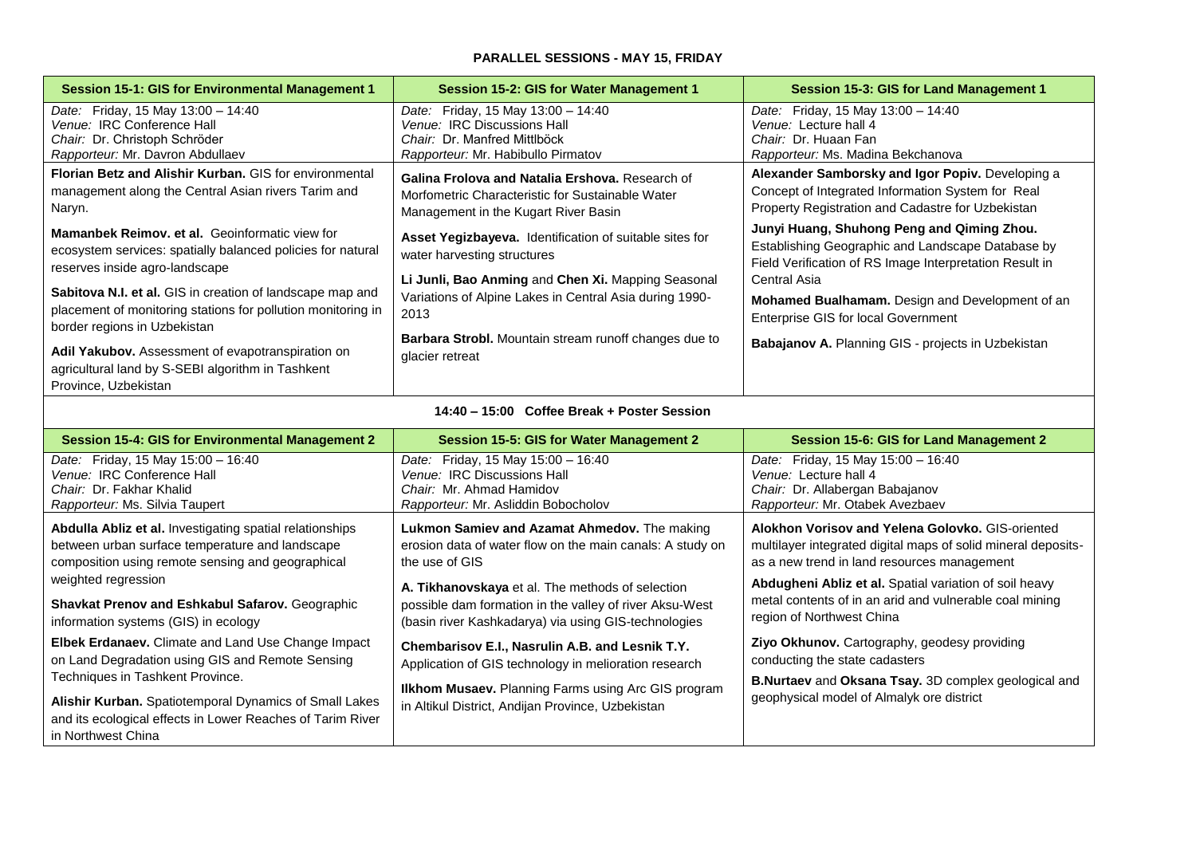# PARALLEL SESSIONS - MAY 15, FRIDAY

| Session 15-1: GIS for Environmental Management 1 | Session 15-2: GIS for Water Management 1 | Session 15-3: GIS for Land Management 1 |
|---|---|---|
| *Date:* Friday, 15 May 13:00 – 14:40<br>*Venue:* IRC Conference Hall<br>*Chair:* Dr. Christoph Schröder<br>*Rapporteur:* Mr. Davron Abdullaev | *Date:* Friday, 15 May 13:00 – 14:40<br>*Venue:* IRC Discussions Hall<br>*Chair:* Dr. Manfred Mittlböck<br>*Rapporteur:* Mr. Habibullo Pirmatov | *Date:* Friday, 15 May 13:00 – 14:40<br>*Venue:* Lecture hall 4<br>*Chair:* Dr. Huaan Fan<br>*Rapporteur:* Ms. Madina Bekchanova |
| **Florian Betz and Alishir Kurban.** GIS for environmental management along the Central Asian rivers Tarim and Naryn.<br><br>**Mamanbek Reimov. et al.** Geoinformatic view for ecosystem services: spatially balanced policies for natural reserves inside agro-landscape<br><br>**Sabitova N.I. et al.** GIS in creation of landscape map and placement of monitoring stations for pollution monitoring in border regions in Uzbekistan<br><br>**Adil Yakubov.** Assessment of evapotranspiration on agricultural land by S-SEBI algorithm in Tashkent Province, Uzbekistan | **Galina Frolova and Natalia Ershova.** Research of Morfometric Characteristic for Sustainable Water Management in the Kugart River Basin<br><br>**Asset Yegizbayeva.** Identification of suitable sites for water harvesting structures<br><br>**Li Junli, Bao Anming** and **Chen Xi.** Mapping Seasonal Variations of Alpine Lakes in Central Asia during 1990-2013<br><br>**Barbara Strobl.** Mountain stream runoff changes due to glacier retreat | **Alexander Samborsky and Igor Popiv.** Developing a Concept of Integrated Information System for Real Property Registration and Cadastre for Uzbekistan<br><br>**Junyi Huang, Shuhong Peng and Qiming Zhou.** Establishing Geographic and Landscape Database by Field Verification of RS Image Interpretation Result in Central Asia<br><br>**Mohamed Bualhamam.** Design and Development of an Enterprise GIS for local Government<br><br>**Babajanov A.** Planning GIS - projects in Uzbekistan |
| **14:40 – 15:00 Coffee Break + Poster Session** | | |
| **Session 15-4: GIS for Environmental Management 2** | **Session 15-5: GIS for Water Management 2** | **Session 15-6: GIS for Land Management 2** |
| *Date:* Friday, 15 May 15:00 – 16:40<br>*Venue:* IRC Conference Hall<br>*Chair:* Dr. Fakhar Khalid<br>*Rapporteur:* Ms. Silvia Taupert | *Date:* Friday, 15 May 15:00 – 16:40<br>*Venue:* IRC Discussions Hall<br>*Chair:* Mr. Ahmad Hamidov<br>*Rapporteur:* Mr. Asliddin Bobocholov | *Date:* Friday, 15 May 15:00 – 16:40<br>*Venue:* Lecture hall 4<br>*Chair:* Dr. Allabergan Babajanov<br>*Rapporteur:* Mr. Otabek Avezbaev |
| **Abdulla Abliz et al.** Investigating spatial relationships between urban surface temperature and landscape composition using remote sensing and geographical weighted regression<br><br>**Shavkat Prenov and Eshkabul Safarov.** Geographic information systems (GIS) in ecology<br><br>**Elbek Erdanaev.** Climate and Land Use Change Impact on Land Degradation using GIS and Remote Sensing Techniques in Tashkent Province.<br><br>**Alishir Kurban.** Spatiotemporal Dynamics of Small Lakes and its ecological effects in Lower Reaches of Tarim River in Northwest China | **Lukmon Samiev and Azamat Ahmedov.** The making erosion data of water flow on the main canals: A study on the use of GIS<br><br>**A. Tikhanovskaya** et al. The methods of selection possible dam formation in the valley of river Aksu-West (basin river Kashkadarya) via using GIS-technologies<br><br>**Chembarisov E.I., Nasrulin A.B. and Lesnik T.Y.** Application of GIS technology in melioration research<br><br>**Ilkhom Musaev.** Planning Farms using Arc GIS program in Altikul District, Andijan Province, Uzbekistan | **Alokhon Vorisov and Yelena Golovko.** GIS-oriented multilayer integrated digital maps of solid mineral deposits-as a new trend in land resources management<br><br>**Abdugheni Abliz et al.** Spatial variation of soil heavy metal contents of in an arid and vulnerable coal mining region of Northwest China<br><br>**Ziyo Okhunov.** Cartography, geodesy providing conducting the state cadasters<br><br>**B.Nurtaev** and **Oksana Tsay.** 3D complex geological and geophysical model of Almalyk ore district |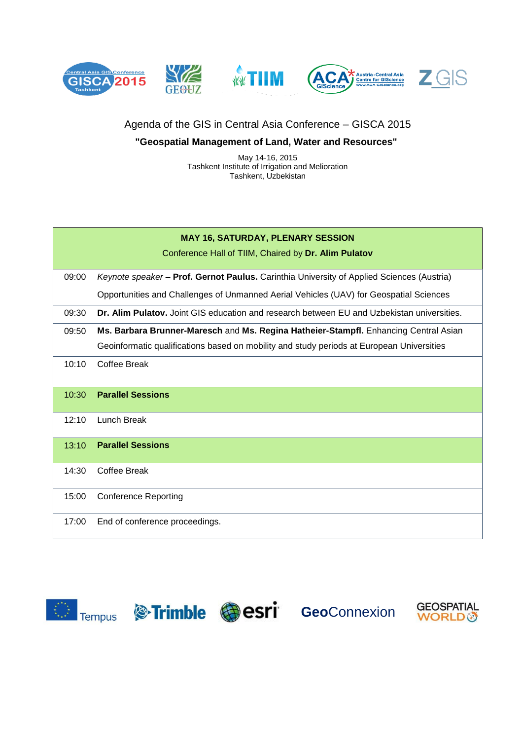Agenda of the GIS in Central Asia Conference – GISCA 2015

**"Geospatial Management of Land, Water and Resources"**

May 14-16, 2015
Tashkent Institute of Irrigation and Melioration
Tashkent, Uzbekistan

| **MAY 16, SATURDAY, PLENARY SESSION** Conference Hall of TIIM, Chaired by **Dr. Alim Pulatov** | |
|---|---|
| 09:00 | *Keynote speaker* **– Prof. Gernot Paulus.** Carinthia University of Applied Sciences (Austria) Opportunities and Challenges of Unmanned Aerial Vehicles (UAV) for Geospatial Sciences |
| 09:30 | **Dr. Alim Pulatov.** Joint GIS education and research between EU and Uzbekistan universities. |
| 09:50 | **Ms. Barbara Brunner-Maresch** and **Ms. Regina Hatheier-Stampfl.** Enhancing Central Asian Geoinformatic qualifications based on mobility and study periods at European Universities |
| 10:10 | Coffee Break |
| 10:30 | **Parallel Sessions** |
| 12:10 | Lunch Break |
| 13:10 | **Parallel Sessions** |
| 14:30 | Coffee Break |
| 15:00 | Conference Reporting |
| 17:00 | End of conference proceedings. |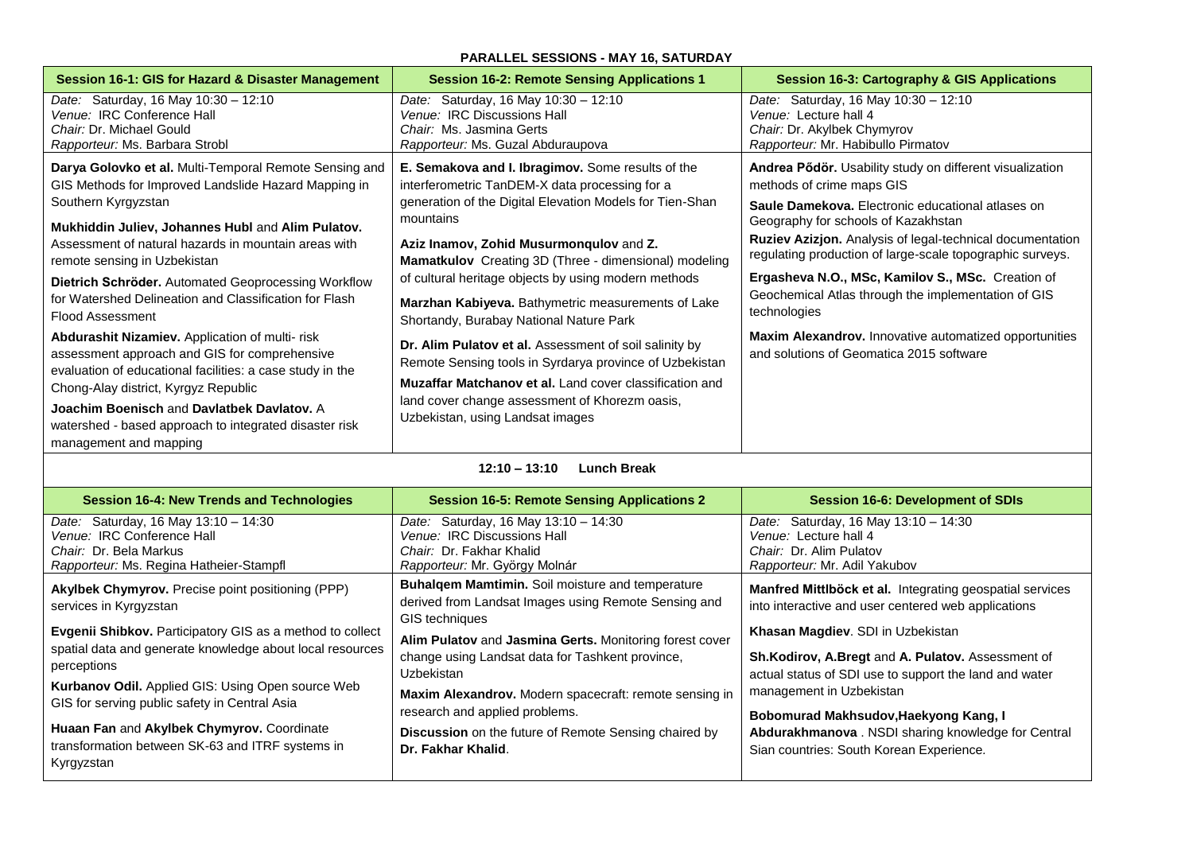**PARALLEL SESSIONS - MAY 16, SATURDAY**

| Session 16-1: GIS for Hazard & Disaster Management | Session 16-2: Remote Sensing Applications 1 | Session 16-3: Cartography & GIS Applications |
|---|---|---|
| *Date:* Saturday, 16 May 10:30 – 12:10<br>*Venue:* IRC Conference Hall<br>*Chair:* Dr. Michael Gould<br>*Rapporteur:* Ms. Barbara Strobl | *Date:* Saturday, 16 May 10:30 – 12:10<br>*Venue:* IRC Discussions Hall<br>*Chair:* Ms. Jasmina Gerts<br>*Rapporteur:* Ms. Guzal Abduraupova | *Date:* Saturday, 16 May 10:30 – 12:10<br>*Venue:* Lecture hall 4<br>*Chair:* Dr. Akylbek Chymyrov<br>*Rapporteur:* Mr. Habibullo Pirmatov |
| **Darya Golovko et al.** Multi-Temporal Remote Sensing and GIS Methods for Improved Landslide Hazard Mapping in Southern Kyrgyzstan<br><br>**Mukhiddin Juliev, Johannes Hubl** and **Alim Pulatov.** Assessment of natural hazards in mountain areas with remote sensing in Uzbekistan<br><br>**Dietrich Schröder.** Automated Geoprocessing Workflow for Watershed Delineation and Classification for Flash Flood Assessment<br><br>**Abdurashit Nizamiev.** Application of multi- risk assessment approach and GIS for comprehensive evaluation of educational facilities: a case study in the Chong-Alay district, Kyrgyz Republic<br><br>**Joachim Boenisch** and **Davlatbek Davlatov.** A watershed - based approach to integrated disaster risk management and mapping | **E. Semakova and I. Ibragimov.** Some results of the interferometric TanDEM-X data processing for a generation of the Digital Elevation Models for Tien-Shan mountains<br><br>**Aziz Inamov, Zohid Musurmonqulov** and **Z. Mamatkulov** Creating 3D (Three - dimensional) modeling of cultural heritage objects by using modern methods<br><br>**Marzhan Kabiyeva.** Bathymetric measurements of Lake Shortandy, Burabay National Nature Park<br><br>**Dr. Alim Pulatov et al.** Assessment of soil salinity by Remote Sensing tools in Syrdarya province of Uzbekistan<br><br>**Muzaffar Matchanov et al.** Land cover classification and land cover change assessment of Khorezm oasis, Uzbekistan, using Landsat images | **Andrea Pődör.** Usability study on different visualization methods of crime maps GIS<br><br>**Saule Damekova.** Electronic educational atlases on Geography for schools of Kazakhstan<br><br>**Ruziev Azizjon.** Analysis of legal-technical documentation regulating production of large-scale topographic surveys.<br><br>**Ergasheva N.O., MSc, Kamilov S., MSc.** Creation of Geochemical Atlas through the implementation of GIS technologies<br><br>**Maxim Alexandrov.** Innovative automatized opportunities and solutions of Geomatica 2015 software |

**12:10 – 13:10 Lunch Break**

| Session 16-4: New Trends and Technologies | Session 16-5: Remote Sensing Applications 2 | Session 16-6: Development of SDIs |
|---|---|---|
| *Date:* Saturday, 16 May 13:10 – 14:30<br>*Venue:* IRC Conference Hall<br>*Chair:* Dr. Bela Markus<br>*Rapporteur:* Ms. Regina Hatheier-Stampfl | *Date:* Saturday, 16 May 13:10 – 14:30<br>*Venue:* IRC Discussions Hall<br>*Chair:* Dr. Fakhar Khalid<br>*Rapporteur:* Mr. György Molnár | *Date:* Saturday, 16 May 13:10 – 14:30<br>*Venue:* Lecture hall 4<br>*Chair:* Dr. Alim Pulatov<br>*Rapporteur:* Mr. Adil Yakubov |
| **Akylbek Chymyrov.** Precise point positioning (PPP) services in Kyrgyzstan<br><br>**Evgenii Shibkov.** Participatory GIS as a method to collect spatial data and generate knowledge about local resources perceptions<br><br>**Kurbanov Odil.** Applied GIS: Using Open source Web GIS for serving public safety in Central Asia<br><br>**Huaan Fan** and **Akylbek Chymyrov.** Coordinate transformation between SK-63 and ITRF systems in Kyrgyzstan | **Buhalqem Mamtimin.** Soil moisture and temperature derived from Landsat Images using Remote Sensing and GIS techniques<br><br>**Alim Pulatov** and **Jasmina Gerts.** Monitoring forest cover change using Landsat data for Tashkent province, Uzbekistan<br><br>**Maxim Alexandrov.** Modern spacecraft: remote sensing in research and applied problems.<br><br>**Discussion** on the future of Remote Sensing chaired by **Dr. Fakhar Khalid**. | **Manfred Mittlböck et al.** Integrating geospatial services into interactive and user centered web applications<br><br>**Khasan Magdiev**. SDI in Uzbekistan<br><br>**Sh.Kodirov, A.Bregt** and **A. Pulatov.** Assessment of actual status of SDI use to support the land and water management in Uzbekistan<br><br>**Bobomurad Makhsudov,Haekyong Kang, I Abdurakhmanova** . NSDI sharing knowledge for Central Sian countries: South Korean Experience. |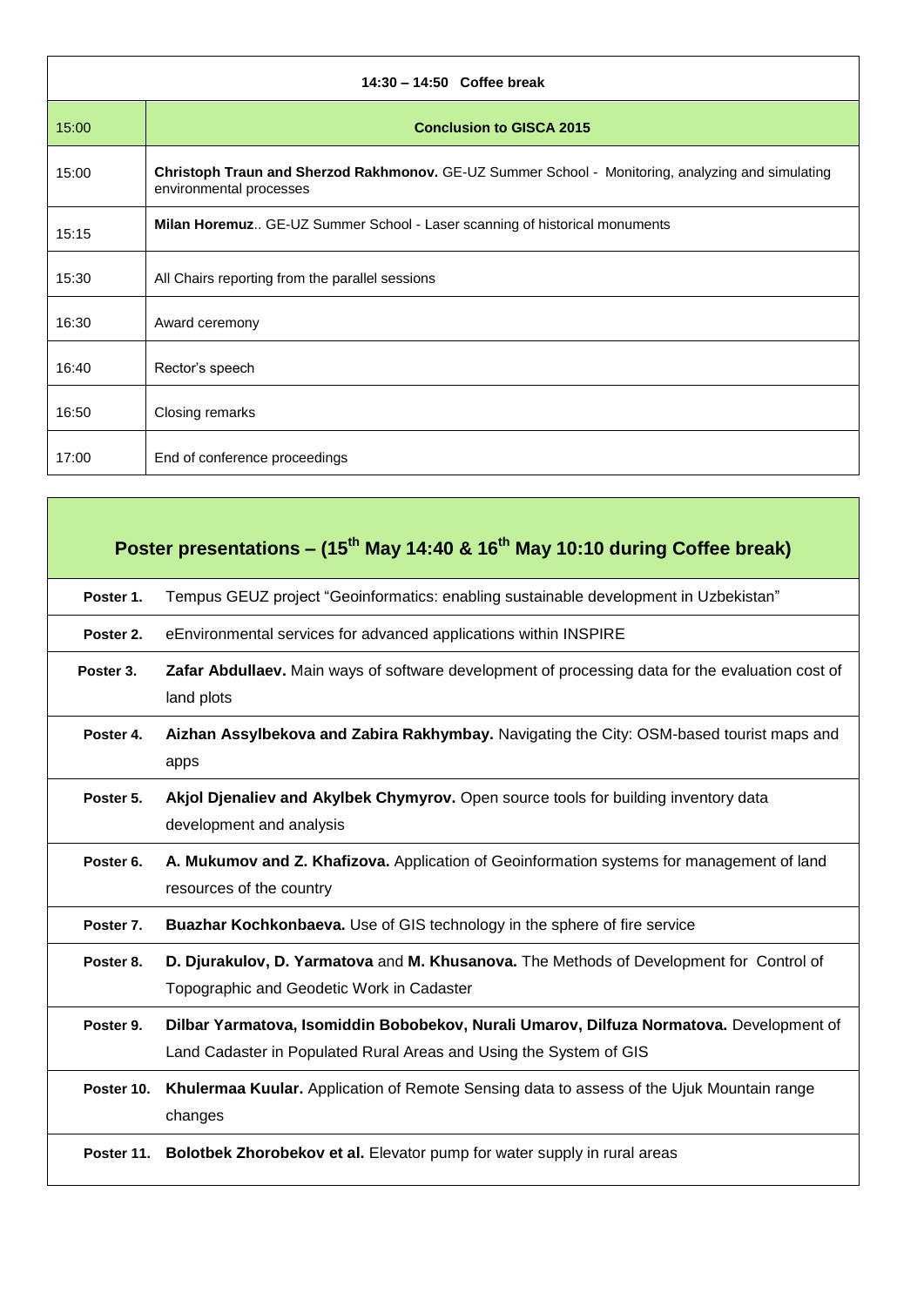**14:30 – 14:50 Coffee break**

| | |
|---|---|
| 15:00 | **Conclusion to GISCA 2015** |
| 15:00 | **Christoph Traun and Sherzod Rakhmonov.** GE-UZ Summer School - Monitoring, analyzing and simulating environmental processes |
| 15:15 | **Milan Horemuz**.. GE-UZ Summer School - Laser scanning of historical monuments |
| 15:30 | All Chairs reporting from the parallel sessions |
| 16:30 | Award ceremony |
| 16:40 | Rector's speech |
| 16:50 | Closing remarks |
| 17:00 | End of conference proceedings |

## Poster presentations – (15th May 14:40 & 16th May 10:10 during Coffee break)

| | |
|---|---|
| **Poster 1.** | Tempus GEUZ project "Geoinformatics: enabling sustainable development in Uzbekistan" |
| **Poster 2.** | eEnvironmental services for advanced applications within INSPIRE |
| **Poster 3.** | **Zafar Abdullaev.** Main ways of software development of processing data for the evaluation cost of land plots |
| **Poster 4.** | **Aizhan Assylbekova and Zabira Rakhymbay.** Navigating the City: OSM-based tourist maps and apps |
| **Poster 5.** | **Akjol Djenaliev and Akylbek Chymyrov.** Open source tools for building inventory data development and analysis |
| **Poster 6.** | **A. Mukumov and Z. Khafizova.** Application of Geoinformation systems for management of land resources of the country |
| **Poster 7.** | **Buazhar Kochkonbaeva.** Use of GIS technology in the sphere of fire service |
| **Poster 8.** | **D. Djurakulov, D. Yarmatova** and **M. Khusanova.** The Methods of Development for Control of Topographic and Geodetic Work in Cadaster |
| **Poster 9.** | **Dilbar Yarmatova, Isomiddin Bobobekov, Nurali Umarov, Dilfuza Normatova.** Development of Land Cadaster in Populated Rural Areas and Using the System of GIS |
| **Poster 10.** | **Khulermaa Kuular.** Application of Remote Sensing data to assess of the Ujuk Mountain range changes |
| **Poster 11.** | **Bolotbek Zhorobekov et al.** Elevator pump for water supply in rural areas |